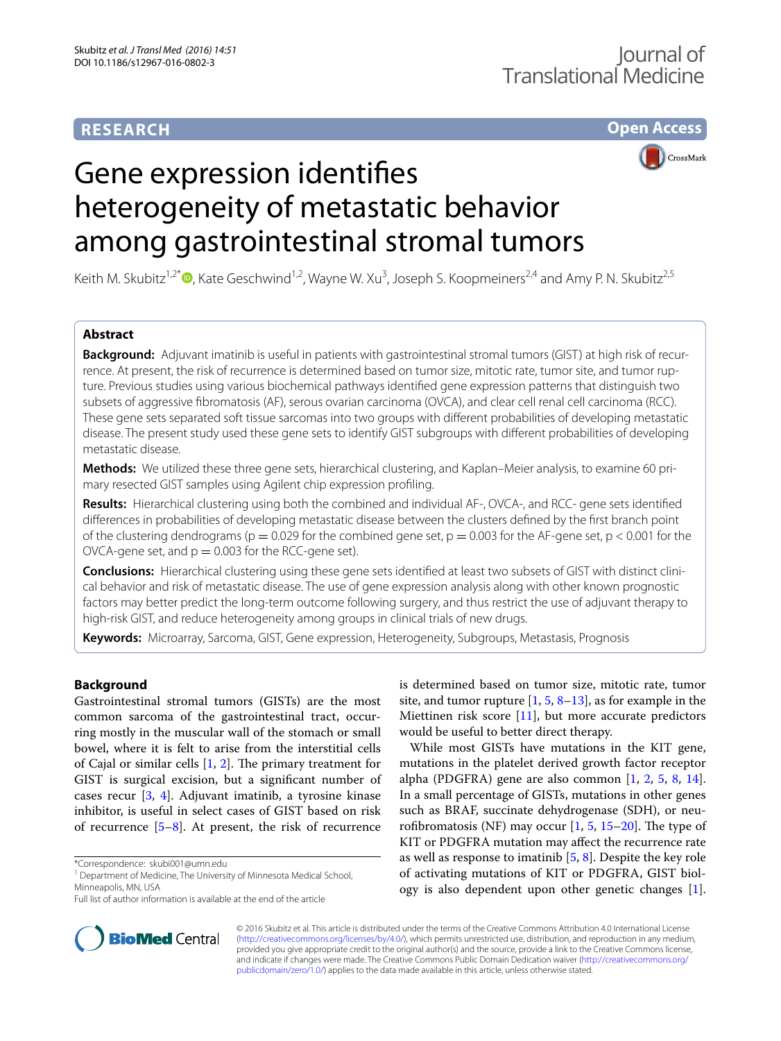RESEARCH

Open Access

# Gene expression identifies heterogeneity of metastatic behavior among gastrointestinal stromal tumors

Keith M. Skubitz[1,2*], Kate Geschwind[1,2], Wayne W. Xu[3], Joseph S. Koopmeiners[2,4] and Amy P. N. Skubitz[2,5]

## Abstract

**Background:** Adjuvant imatinib is useful in patients with gastrointestinal stromal tumors (GIST) at high risk of recurrence. At present, the risk of recurrence is determined based on tumor size, mitotic rate, tumor site, and tumor rupture. Previous studies using various biochemical pathways identified gene expression patterns that distinguish two subsets of aggressive fibromatosis (AF), serous ovarian carcinoma (OVCA), and clear cell renal cell carcinoma (RCC). These gene sets separated soft tissue sarcomas into two groups with different probabilities of developing metastatic disease. The present study used these gene sets to identify GIST subgroups with different probabilities of developing metastatic disease.

**Methods:** We utilized these three gene sets, hierarchical clustering, and Kaplan–Meier analysis, to examine 60 primary resected GIST samples using Agilent chip expression profiling.

**Results:** Hierarchical clustering using both the combined and individual AF-, OVCA-, and RCC- gene sets identified differences in probabilities of developing metastatic disease between the clusters defined by the first branch point of the clustering dendrograms ($p = 0.029$ for the combined gene set, $p = 0.003$ for the AF-gene set, $p < 0.001$ for the OVCA-gene set, and $p = 0.003$ for the RCC-gene set).

**Conclusions:** Hierarchical clustering using these gene sets identified at least two subsets of GIST with distinct clinical behavior and risk of metastatic disease. The use of gene expression analysis along with other known prognostic factors may better predict the long-term outcome following surgery, and thus restrict the use of adjuvant therapy to high-risk GIST, and reduce heterogeneity among groups in clinical trials of new drugs.

**Keywords:** Microarray, Sarcoma, GIST, Gene expression, Heterogeneity, Subgroups, Metastasis, Prognosis

## Background

Gastrointestinal stromal tumors (GISTs) are the most common sarcoma of the gastrointestinal tract, occurring mostly in the muscular wall of the stomach or small bowel, where it is felt to arise from the interstitial cells of Cajal or similar cells [1, 2]. The primary treatment for GIST is surgical excision, but a significant number of cases recur [3, 4]. Adjuvant imatinib, a tyrosine kinase inhibitor, is useful in select cases of GIST based on risk of recurrence [5–8]. At present, the risk of recurrence is determined based on tumor size, mitotic rate, tumor site, and tumor rupture [1, 5, 8–13], as for example in the Miettinen risk score [11], but more accurate predictors would be useful to better direct therapy.

While most GISTs have mutations in the KIT gene, mutations in the platelet derived growth factor receptor alpha (PDGFRA) gene are also common [1, 2, 5, 8, 14]. In a small percentage of GISTs, mutations in other genes such as BRAF, succinate dehydrogenase (SDH), or neurofibromatosis (NF) may occur [1, 5, 15–20]. The type of KIT or PDGFRA mutation may affect the recurrence rate as well as response to imatinib [5, 8]. Despite the key role of activating mutations of KIT or PDGFRA, GIST biology is also dependent upon other genetic changes [1].

*Correspondence: skubi001@umn.edu
[1] Department of Medicine, The University of Minnesota Medical School, Minneapolis, MN, USA
Full list of author information is available at the end of the article

© 2016 Skubitz et al. This article is distributed under the terms of the Creative Commons Attribution 4.0 International License (http://creativecommons.org/licenses/by/4.0/), which permits unrestricted use, distribution, and reproduction in any medium, provided you give appropriate credit to the original author(s) and the source, provide a link to the Creative Commons license, and indicate if changes were made. The Creative Commons Public Domain Dedication waiver (http://creativecommons.org/publicdomain/zero/1.0/) applies to the data made available in this article, unless otherwise stated.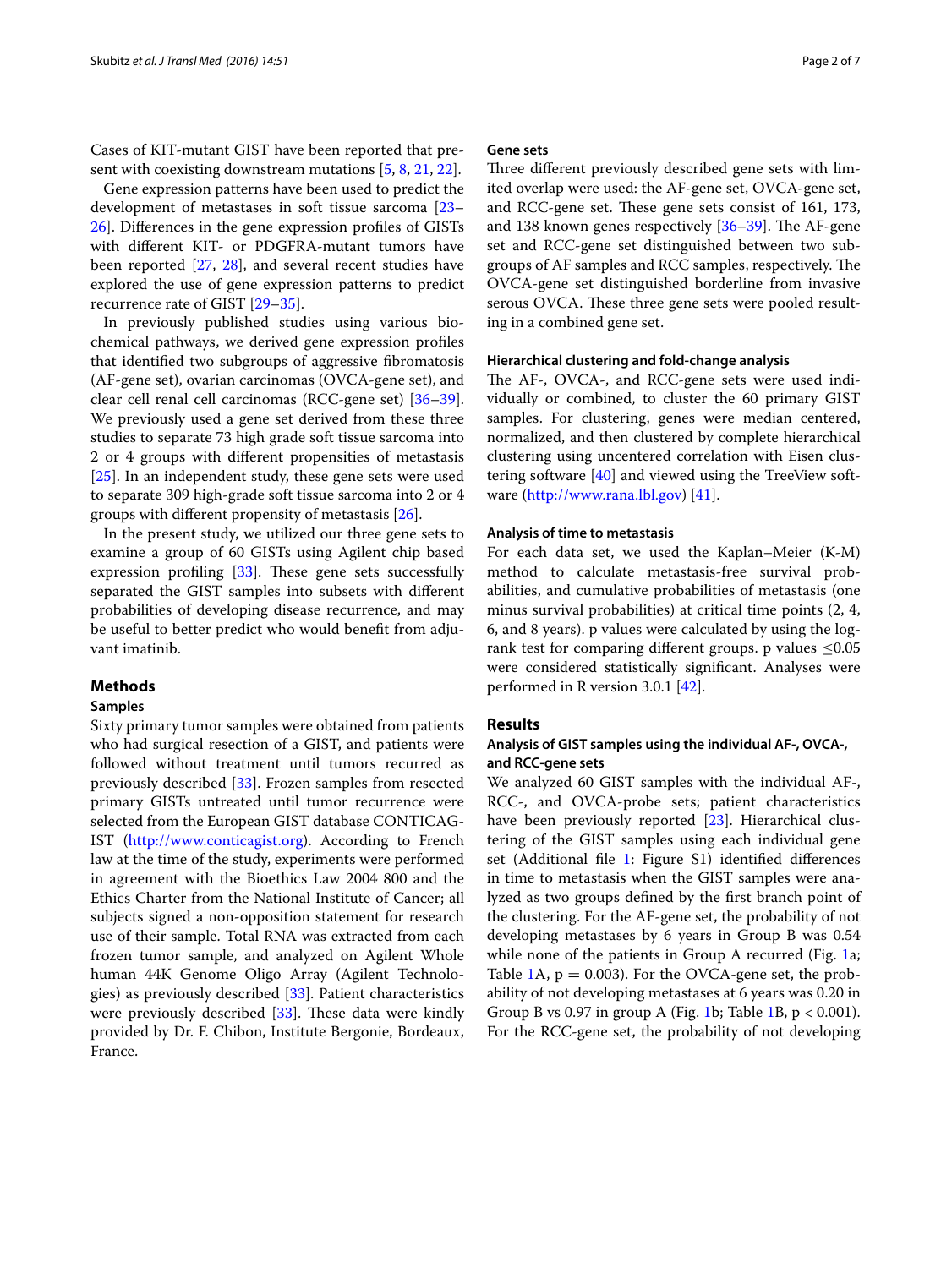Cases of KIT-mutant GIST have been reported that present with coexisting downstream mutations [5, 8, 21, 22].

Gene expression patterns have been used to predict the development of metastases in soft tissue sarcoma [23–26]. Differences in the gene expression profiles of GISTs with different KIT- or PDGFRA-mutant tumors have been reported [27, 28], and several recent studies have explored the use of gene expression patterns to predict recurrence rate of GIST [29–35].

In previously published studies using various biochemical pathways, we derived gene expression profiles that identified two subgroups of aggressive fibromatosis (AF-gene set), ovarian carcinomas (OVCA-gene set), and clear cell renal cell carcinomas (RCC-gene set) [36–39]. We previously used a gene set derived from these three studies to separate 73 high grade soft tissue sarcoma into 2 or 4 groups with different propensities of metastasis [25]. In an independent study, these gene sets were used to separate 309 high-grade soft tissue sarcoma into 2 or 4 groups with different propensity of metastasis [26].

In the present study, we utilized our three gene sets to examine a group of 60 GISTs using Agilent chip based expression profiling [33]. These gene sets successfully separated the GIST samples into subsets with different probabilities of developing disease recurrence, and may be useful to better predict who would benefit from adjuvant imatinib.

## Methods

### Samples

Sixty primary tumor samples were obtained from patients who had surgical resection of a GIST, and patients were followed without treatment until tumors recurred as previously described [33]. Frozen samples from resected primary GISTs untreated until tumor recurrence were selected from the European GIST database CONTICAGIST (http://www.conticagist.org). According to French law at the time of the study, experiments were performed in agreement with the Bioethics Law 2004 800 and the Ethics Charter from the National Institute of Cancer; all subjects signed a non-opposition statement for research use of their sample. Total RNA was extracted from each frozen tumor sample, and analyzed on Agilent Whole human 44K Genome Oligo Array (Agilent Technologies) as previously described [33]. Patient characteristics were previously described [33]. These data were kindly provided by Dr. F. Chibon, Institute Bergonie, Bordeaux, France.

### Gene sets

Three different previously described gene sets with limited overlap were used: the AF-gene set, OVCA-gene set, and RCC-gene set. These gene sets consist of 161, 173, and 138 known genes respectively [36–39]. The AF-gene set and RCC-gene set distinguished between two subgroups of AF samples and RCC samples, respectively. The OVCA-gene set distinguished borderline from invasive serous OVCA. These three gene sets were pooled resulting in a combined gene set.

### Hierarchical clustering and fold-change analysis

The AF-, OVCA-, and RCC-gene sets were used individually or combined, to cluster the 60 primary GIST samples. For clustering, genes were median centered, normalized, and then clustered by complete hierarchical clustering using uncentered correlation with Eisen clustering software [40] and viewed using the TreeView software (http://www.rana.lbl.gov) [41].

### Analysis of time to metastasis

For each data set, we used the Kaplan–Meier (K-M) method to calculate metastasis-free survival probabilities, and cumulative probabilities of metastasis (one minus survival probabilities) at critical time points (2, 4, 6, and 8 years). p values were calculated by using the log-rank test for comparing different groups. p values $\leq 0.05$ were considered statistically significant. Analyses were performed in R version 3.0.1 [42].

## Results

### Analysis of GIST samples using the individual AF-, OVCA-, and RCC-gene sets

We analyzed 60 GIST samples with the individual AF-, RCC-, and OVCA-probe sets; patient characteristics have been previously reported [23]. Hierarchical clustering of the GIST samples using each individual gene set (Additional file 1: Figure S1) identified differences in time to metastasis when the GIST samples were analyzed as two groups defined by the first branch point of the clustering. For the AF-gene set, the probability of not developing metastases by 6 years in Group B was 0.54 while none of the patients in Group A recurred (Fig. 1a; Table 1A, $p = 0.003$). For the OVCA-gene set, the probability of not developing metastases at 6 years was 0.20 in Group B vs 0.97 in group A (Fig. 1b; Table 1B, $p < 0.001$). For the RCC-gene set, the probability of not developing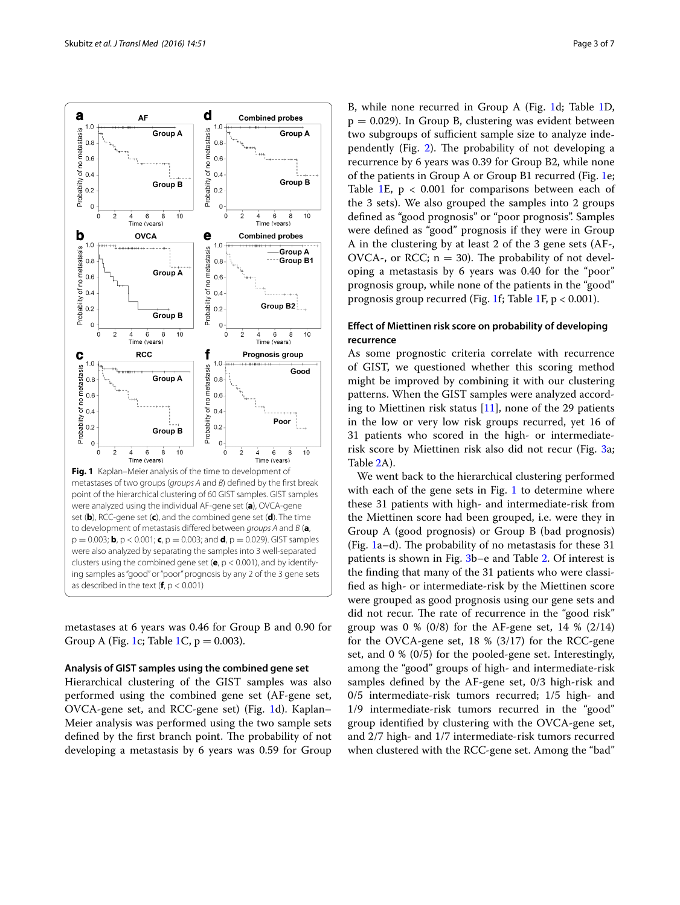a
AF
Group A
Group B
Probability of no metastasis
1.0
0.8
0.6
0.4
0.2
0
0 2 4 6 8 10
Time (years)

b
OVCA
Group A
Group B
Probability of no metastasis
1.0
0.8
0.6
0.4
0.2
0
0 2 4 6 8 10
Time (years)

c
RCC
Group A
Group B
Probability of no metastasis
1.0
0.8
0.6
0.4
0.2
0
0 2 4 6 8 10
Time (years)

d
Combined probes
Group A
Group B
Probability of no metastasis
1.0
0.8
0.6
0.4
0.2
0
0 2 4 6 8 10
Time (years)

e
Combined probes
Group A
Group B1
Group B2
Probability of no metastasis
1.0
0.8
0.6
0.4
0.2
0
0 2 4 6 8 10
Time (years)

f
Prognosis group
Good
Poor
Probability of no metastasis
1.0
0.8
0.6
0.4
0.2
0
0 2 4 6 8 10
Time (years)

**Fig. 1** Kaplan–Meier analysis of the time to development of metastases of two groups (*groups A* and *B*) defined by the first break point of the hierarchical clustering of 60 GIST samples. GIST samples were analyzed using the individual AF-gene set (**a**), OVCA-gene set (**b**), RCC-gene set (**c**), and the combined gene set (**d**). The time to development of metastasis differed between *groups A* and *B* (**a**, $p = 0.003$; **b**, $p < 0.001$; **c**, $p = 0.003$; and **d**, $p = 0.029$). GIST samples were also analyzed by separating the samples into 3 well-separated clusters using the combined gene set (**e**, $p < 0.001$), and by identifying samples as "good" or "poor" prognosis by any 2 of the 3 gene sets as described in the text (**f**, $p < 0.001$)

metastases at 6 years was 0.46 for Group B and 0.90 for Group A (Fig. 1c; Table 1C, $p = 0.003$).

### Analysis of GIST samples using the combined gene set

Hierarchical clustering of the GIST samples was also performed using the combined gene set (AF-gene set, OVCA-gene set, and RCC-gene set) (Fig. 1d). Kaplan–Meier analysis was performed using the two sample sets defined by the first branch point. The probability of not developing a metastasis by 6 years was 0.59 for Group B, while none recurred in Group A (Fig. 1d; Table 1D, $p = 0.029$). In Group B, clustering was evident between two subgroups of sufficient sample size to analyze independently (Fig. 2). The probability of not developing a recurrence by 6 years was 0.39 for Group B2, while none of the patients in Group A or Group B1 recurred (Fig. 1e; Table 1E, $p < 0.001$ for comparisons between each of the 3 sets). We also grouped the samples into 2 groups defined as "good prognosis" or "poor prognosis". Samples were defined as "good" prognosis if they were in Group A in the clustering by at least 2 of the 3 gene sets (AF-, OVCA-, or RCC; $n = 30$). The probability of not developing a metastasis by 6 years was 0.40 for the "poor" prognosis group, while none of the patients in the "good" prognosis group recurred (Fig. 1f; Table 1F, $p < 0.001$).

### Effect of Miettinen risk score on probability of developing recurrence

As some prognostic criteria correlate with recurrence of GIST, we questioned whether this scoring method might be improved by combining it with our clustering patterns. When the GIST samples were analyzed according to Miettinen risk status [11], none of the 29 patients in the low or very low risk groups recurred, yet 16 of 31 patients who scored in the high- or intermediate-risk score by Miettinen risk also did not recur (Fig. 3a; Table 2A).

We went back to the hierarchical clustering performed with each of the gene sets in Fig. 1 to determine where these 31 patients with high- and intermediate-risk from the Miettinen score had been grouped, i.e. were they in Group A (good prognosis) or Group B (bad prognosis) (Fig. 1a–d). The probability of no metastasis for these 31 patients is shown in Fig. 3b–e and Table 2. Of interest is the finding that many of the 31 patients who were classified as high- or intermediate-risk by the Miettinen score were grouped as good prognosis using our gene sets and did not recur. The rate of recurrence in the "good risk" group was 0 % (0/8) for the AF-gene set, 14 % (2/14) for the OVCA-gene set, 18 % (3/17) for the RCC-gene set, and 0 % (0/5) for the pooled-gene set. Interestingly, among the "good" groups of high- and intermediate-risk samples defined by the AF-gene set, 0/3 high-risk and 0/5 intermediate-risk tumors recurred; 1/5 high- and 1/9 intermediate-risk tumors recurred in the "good" group identified by clustering with the OVCA-gene set, and 2/7 high- and 1/7 intermediate-risk tumors recurred when clustered with the RCC-gene set. Among the "bad"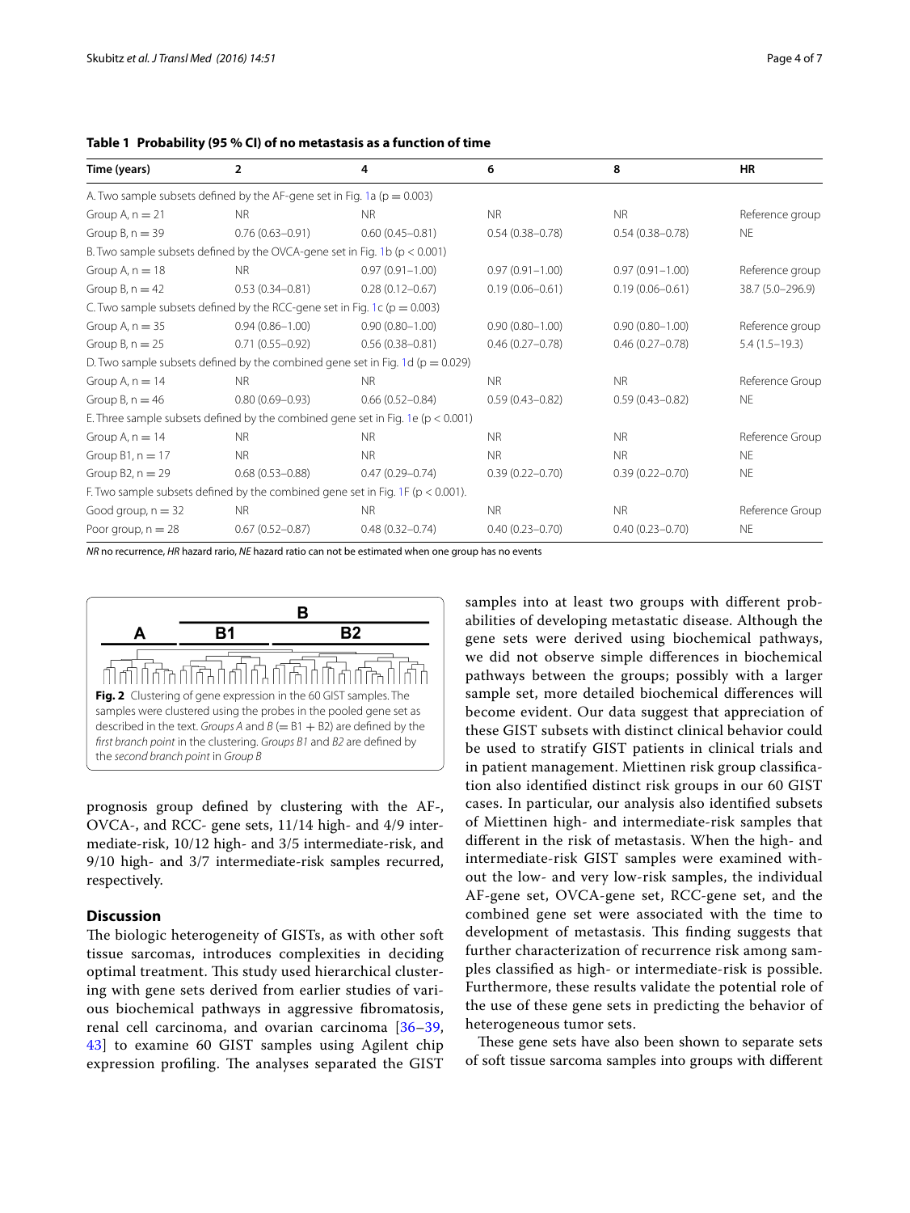**Table 1 Probability (95 % CI) of no metastasis as a function of time**

| Time (years) | 2 | 4 | 6 | 8 | HR |
|---|---|---|---|---|---|
| A. Two sample subsets defined by the AF-gene set in Fig. 1a ($p = 0.003$) | | | | | |
| Group A, n = 21 | NR | NR | NR | NR | Reference group |
| Group B, n = 39 | 0.76 (0.63–0.91) | 0.60 (0.45–0.81) | 0.54 (0.38–0.78) | 0.54 (0.38–0.78) | NE |
| B. Two sample subsets defined by the OVCA-gene set in Fig. 1b ($p < 0.001$) | | | | | |
| Group A, n = 18 | NR | 0.97 (0.91–1.00) | 0.97 (0.91–1.00) | 0.97 (0.91–1.00) | Reference group |
| Group B, n = 42 | 0.53 (0.34–0.81) | 0.28 (0.12–0.67) | 0.19 (0.06–0.61) | 0.19 (0.06–0.61) | 38.7 (5.0–296.9) |
| C. Two sample subsets defined by the RCC-gene set in Fig. 1c ($p = 0.003$) | | | | | |
| Group A, n = 35 | 0.94 (0.86–1.00) | 0.90 (0.80–1.00) | 0.90 (0.80–1.00) | 0.90 (0.80–1.00) | Reference group |
| Group B, n = 25 | 0.71 (0.55–0.92) | 0.56 (0.38–0.81) | 0.46 (0.27–0.78) | 0.46 (0.27–0.78) | 5.4 (1.5–19.3) |
| D. Two sample subsets defined by the combined gene set in Fig. 1d ($p = 0.029$) | | | | | |
| Group A, n = 14 | NR | NR | NR | NR | Reference Group |
| Group B, n = 46 | 0.80 (0.69–0.93) | 0.66 (0.52–0.84) | 0.59 (0.43–0.82) | 0.59 (0.43–0.82) | NE |
| E. Three sample subsets defined by the combined gene set in Fig. 1e ($p < 0.001$) | | | | | |
| Group A, n = 14 | NR | NR | NR | NR | Reference Group |
| Group B1, n = 17 | NR | NR | NR | NR | NE |
| Group B2, n = 29 | 0.68 (0.53–0.88) | 0.47 (0.29–0.74) | 0.39 (0.22–0.70) | 0.39 (0.22–0.70) | NE |
| F. Two sample subsets defined by the combined gene set in Fig. 1F ($p < 0.001$). | | | | | |
| Good group, n = 32 | NR | NR | NR | NR | Reference Group |
| Poor group, n = 28 | 0.67 (0.52–0.87) | 0.48 (0.32–0.74) | 0.40 (0.23–0.70) | 0.40 (0.23–0.70) | NE |

*NR* no recurrence, *HR* hazard rario, *NE* hazard ratio can not be estimated when one group has no events

B
A
B1
B2

**Fig. 2** Clustering of gene expression in the 60 GIST samples. The samples were clustered using the probes in the pooled gene set as described in the text. *Groups A* and *B* (= B1 + B2) are defined by the *first branch point* in the clustering. *Groups B1* and *B2* are defined by the *second branch point* in *Group B*

prognosis group defined by clustering with the AF-, OVCA-, and RCC- gene sets, 11/14 high- and 4/9 intermediate-risk, 10/12 high- and 3/5 intermediate-risk, and 9/10 high- and 3/7 intermediate-risk samples recurred, respectively.

## Discussion

The biologic heterogeneity of GISTs, as with other soft tissue sarcomas, introduces complexities in deciding optimal treatment. This study used hierarchical clustering with gene sets derived from earlier studies of various biochemical pathways in aggressive fibromatosis, renal cell carcinoma, and ovarian carcinoma [36–39, 43] to examine 60 GIST samples using Agilent chip expression profiling. The analyses separated the GIST samples into at least two groups with different probabilities of developing metastatic disease. Although the gene sets were derived using biochemical pathways, we did not observe simple differences in biochemical pathways between the groups; possibly with a larger sample set, more detailed biochemical differences will become evident. Our data suggest that appreciation of these GIST subsets with distinct clinical behavior could be used to stratify GIST patients in clinical trials and in patient management. Miettinen risk group classification also identified distinct risk groups in our 60 GIST cases. In particular, our analysis also identified subsets of Miettinen high- and intermediate-risk samples that different in the risk of metastasis. When the high- and intermediate-risk GIST samples were examined without the low- and very low-risk samples, the individual AF-gene set, OVCA-gene set, RCC-gene set, and the combined gene set were associated with the time to development of metastasis. This finding suggests that further characterization of recurrence risk among samples classified as high- or intermediate-risk is possible. Furthermore, these results validate the potential role of the use of these gene sets in predicting the behavior of heterogeneous tumor sets.

These gene sets have also been shown to separate sets of soft tissue sarcoma samples into groups with different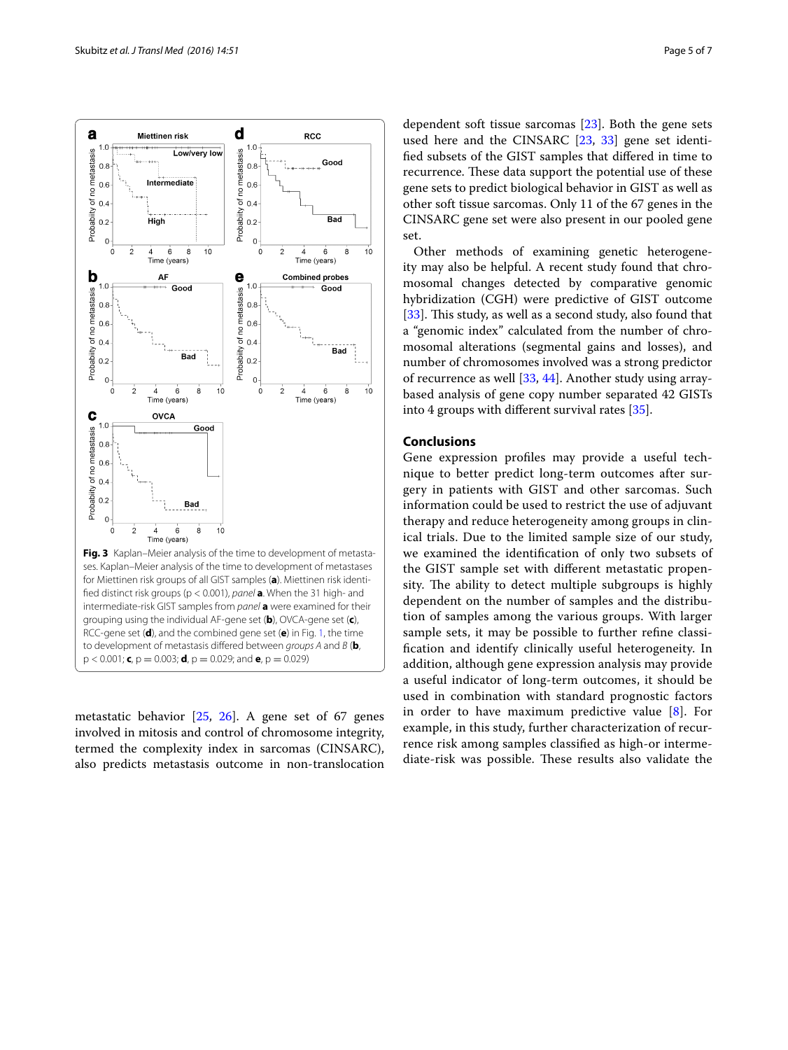a
Miettinen risk
Probabity of no metastasis
1.0
0.8
0.6
0.4
0.2
0
Low/very low
Intermediate
High
0 2 4 6 8 10
Time (years)

b
AF
Probabity of no metastasis
1.0
0.8
0.6
0.4
0.2
0
Good
Bad
0 2 4 6 8 10
Time (years)

c
OVCA
Probabity of no metastasis
1.0
0.8
0.6
0.4
0.2
0
Good
Bad
0 2 4 6 8 10
Time (years)

d
RCC
Probabity of no metastasis
1.0
0.8
0.6
0.4
0.2
0
Good
Bad
0 2 4 6 8 10
Time (years)

e
Combined probes
Probabity of no metastasis
1.0
0.8
0.6
0.4
0.2
0
Good
Bad
0 2 4 6 8 10
Time (years)

**Fig. 3** Kaplan–Meier analysis of the time to development of metastases. Kaplan–Meier analysis of the time to development of metastases for Miettinen risk groups of all GIST samples (**a**). Miettinen risk identified distinct risk groups ($p < 0.001$), *panel* **a**. When the 31 high- and intermediate-risk GIST samples from *panel* **a** were examined for their grouping using the individual AF-gene set (**b**), OVCA-gene set (**c**), RCC-gene set (**d**), and the combined gene set (**e**) in Fig. 1, the time to development of metastasis differed between *groups A* and *B* (**b**, $p < 0.001$; **c**, $p = 0.003$; **d**, $p = 0.029$; and **e**, $p = 0.029$)

metastatic behavior [25, 26]. A gene set of 67 genes involved in mitosis and control of chromosome integrity, termed the complexity index in sarcomas (CINSARC), also predicts metastasis outcome in non-translocation dependent soft tissue sarcomas [23]. Both the gene sets used here and the CINSARC [23, 33] gene set identified subsets of the GIST samples that differed in time to recurrence. These data support the potential use of these gene sets to predict biological behavior in GIST as well as other soft tissue sarcomas. Only 11 of the 67 genes in the CINSARC gene set were also present in our pooled gene set.

Other methods of examining genetic heterogeneity may also be helpful. A recent study found that chromosomal changes detected by comparative genomic hybridization (CGH) were predictive of GIST outcome [33]. This study, as well as a second study, also found that a "genomic index" calculated from the number of chromosomal alterations (segmental gains and losses), and number of chromosomes involved was a strong predictor of recurrence as well [33, 44]. Another study using array-based analysis of gene copy number separated 42 GISTs into 4 groups with different survival rates [35].

## Conclusions

Gene expression profiles may provide a useful technique to better predict long-term outcomes after surgery in patients with GIST and other sarcomas. Such information could be used to restrict the use of adjuvant therapy and reduce heterogeneity among groups in clinical trials. Due to the limited sample size of our study, we examined the identification of only two subsets of the GIST sample set with different metastatic propensity. The ability to detect multiple subgroups is highly dependent on the number of samples and the distribution of samples among the various groups. With larger sample sets, it may be possible to further refine classification and identify clinically useful heterogeneity. In addition, although gene expression analysis may provide a useful indicator of long-term outcomes, it should be used in combination with standard prognostic factors in order to have maximum predictive value [8]. For example, in this study, further characterization of recurrence risk among samples classified as high-or intermediate-risk was possible. These results also validate the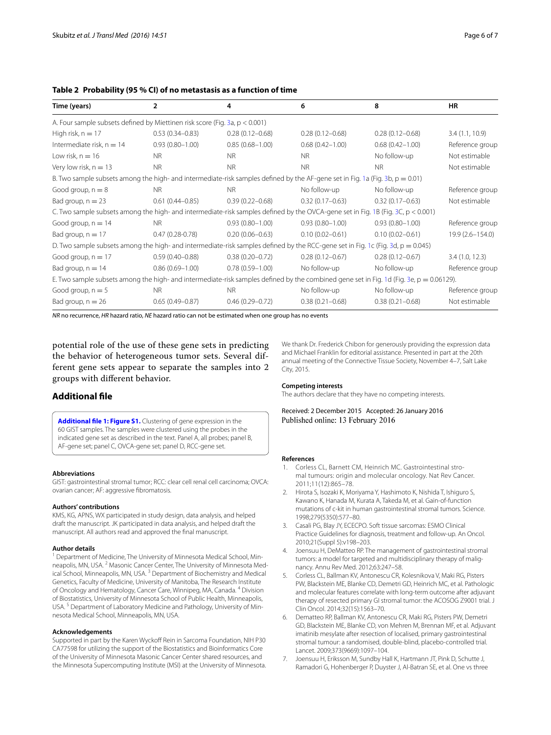**Table 2 Probability (95 % CI) of no metastasis as a function of time**

| Time (years) | 2 | 4 | 6 | 8 | HR |
|---|---|---|---|---|---|
| A. Four sample subsets defined by Miettinen risk score (Fig. 3a, p < 0.001) | | | | | |
| High risk, n = 17 | 0.53 (0.34–0.83) | 0.28 (0.12–0.68) | 0.28 (0.12–0.68) | 0.28 (0.12–0.68) | 3.4 (1.1, 10.9) |
| Intermediate risk, n = 14 | 0.93 (0.80–1.00) | 0.85 (0.68–1.00) | 0.68 (0.42–1.00) | 0.68 (0.42–1.00) | Reference group |
| Low risk, n = 16 | NR | NR | NR | No follow-up | Not estimable |
| Very low risk, n = 13 | NR | NR | NR | NR | Not estimable |
| B. Two sample subsets among the high- and intermediate-risk samples defined by the AF-gene set in Fig. 1a (Fig. 3b, p = 0.01) | | | | | |
| Good group, n = 8 | NR | NR | No follow-up | No follow-up | Reference group |
| Bad group, n = 23 | 0.61 (0.44–0.85) | 0.39 (0.22–0.68) | 0.32 (0.17–0.63) | 0.32 (0.17–0.63) | Not estimable |
| C. Two sample subsets among the high- and intermediate-risk samples defined by the OVCA-gene set in Fig. 1B (Fig. 3C, p < 0.001) | | | | | |
| Good group, n = 14 | NR | 0.93 (0.80–1.00) | 0.93 (0.80–1.00) | 0.93 (0.80–1.00) | Reference group |
| Bad group, n = 17 | 0.47 (0.28-0.78) | 0.20 (0.06–0.63) | 0.10 (0.02–0.61) | 0.10 (0.02–0.61) | 19.9 (2.6–154.0) |
| D. Two sample subsets among the high- and intermediate-risk samples defined by the RCC-gene set in Fig. 1c (Fig. 3d, p = 0.045) | | | | | |
| Good group, n = 17 | 0.59 (0.40–0.88) | 0.38 (0.20–0.72) | 0.28 (0.12–0.67) | 0.28 (0.12–0.67) | 3.4 (1.0, 12.3) |
| Bad group, n = 14 | 0.86 (0.69–1.00) | 0.78 (0.59–1.00) | No follow-up | No follow-up | Reference group |
| E. Two sample subsets among the high- and intermediate-risk samples defined by the combined gene set in Fig. 1d (Fig. 3e, p = 0.06129). | | | | | |
| Good group, n = 5 | NR | NR | No follow-up | No follow-up | Reference group |
| Bad group, n = 26 | 0.65 (0.49–0.87) | 0.46 (0.29–0.72) | 0.38 (0.21–0.68) | 0.38 (0.21–0.68) | Not estimable |

*NR* no recurrence, *HR* hazard ratio, *NE* hazard ratio can not be estimated when one group has no events

potential role of the use of these gene sets in predicting the behavior of heterogeneous tumor sets. Several different gene sets appear to separate the samples into 2 groups with different behavior.

## Additional file

**Additional file 1: Figure S1.** Clustering of gene expression in the 60 GIST samples. The samples were clustered using the probes in the indicated gene set as described in the text. Panel A, all probes; panel B, AF-gene set; panel C, OVCA-gene set; panel D, RCC-gene set.

#### Abbreviations

GIST: gastrointestinal stromal tumor; RCC: clear cell renal cell carcinoma; OVCA: ovarian cancer; AF: aggressive fibromatosis.

#### Authors' contributions

KMS, KG, APNS, WX participated in study design, data analysis, and helped draft the manuscript. JK participated in data analysis, and helped draft the manuscript. All authors read and approved the final manuscript.

#### Author details

[1] Department of Medicine, The University of Minnesota Medical School, Minneapolis, MN, USA. [2] Masonic Cancer Center, The University of Minnesota Medical School, Minneapolis, MN, USA. [3] Department of Biochemistry and Medical Genetics, Faculty of Medicine, University of Manitoba, The Research Institute of Oncology and Hematology, Cancer Care, Winnipeg, MA, Canada. [4] Division of Biostatistics, University of Minnesota School of Public Health, Minneapolis, USA. [5] Department of Laboratory Medicine and Pathology, University of Minnesota Medical School, Minneapolis, MN, USA.

#### Acknowledgements

Supported in part by the Karen Wyckoff Rein in Sarcoma Foundation, NIH P30 CA77598 for utilizing the support of the Biostatistics and Bioinformatics Core of the University of Minnesota Masonic Cancer Center shared resources, and the Minnesota Supercomputing Institute (MSI) at the University of Minnesota. We thank Dr. Frederick Chibon for generously providing the expression data and Michael Franklin for editorial assistance. Presented in part at the 20th annual meeting of the Connective Tissue Society, November 4–7, Salt Lake City, 2015.

#### Competing interests

The authors declare that they have no competing interests.

Received: 2 December 2015 Accepted: 26 January 2016
Published online: 13 February 2016

#### References

1. Corless CL, Barnett CM, Heinrich MC. Gastrointestinal stromal tumours: origin and molecular oncology. Nat Rev Cancer. 2011;11(12):865–78.
2. Hirota S, Isozaki K, Moriyama Y, Hashimoto K, Nishida T, Ishiguro S, Kawano K, Hanada M, Kurata A, Takeda M, et al. Gain-of-function mutations of c-kit in human gastrointestinal stromal tumors. Science. 1998;279(5350):577–80.
3. Casali PG, Blay JY, ECECPO. Soft tissue sarcomas: ESMO Clinical Practice Guidelines for diagnosis, treatment and follow-up. An Oncol. 2010;21(Suppl 5):v198–203.
4. Joensuu H, DeMatteo RP. The management of gastrointestinal stromal tumors: a model for targeted and multidisciplinary therapy of malignancy. Annu Rev Med. 2012;63:247–58.
5. Corless CL, Ballman KV, Antonescu CR, Kolesnikova V, Maki RG, Pisters PW, Blackstein ME, Blanke CD, Demetri GD, Heinrich MC, et al. Pathologic and molecular features correlate with long-term outcome after adjuvant therapy of resected primary GI stromal tumor: the ACOSOG Z9001 trial. J Clin Oncol. 2014;32(15):1563–70.
6. Dematteo RP, Ballman KV, Antonescu CR, Maki RG, Pisters PW, Demetri GD, Blackstein ME, Blanke CD, von Mehren M, Brennan MF, et al. Adjuvant imatinib mesylate after resection of localised, primary gastrointestinal stromal tumour: a randomised, double-blind, placebo-controlled trial. Lancet. 2009;373(9669):1097–104.
7. Joensuu H, Eriksson M, Sundby Hall K, Hartmann JT, Pink D, Schutte J, Ramadori G, Hohenberger P, Duyster J, Al-Batran SE, et al. One vs three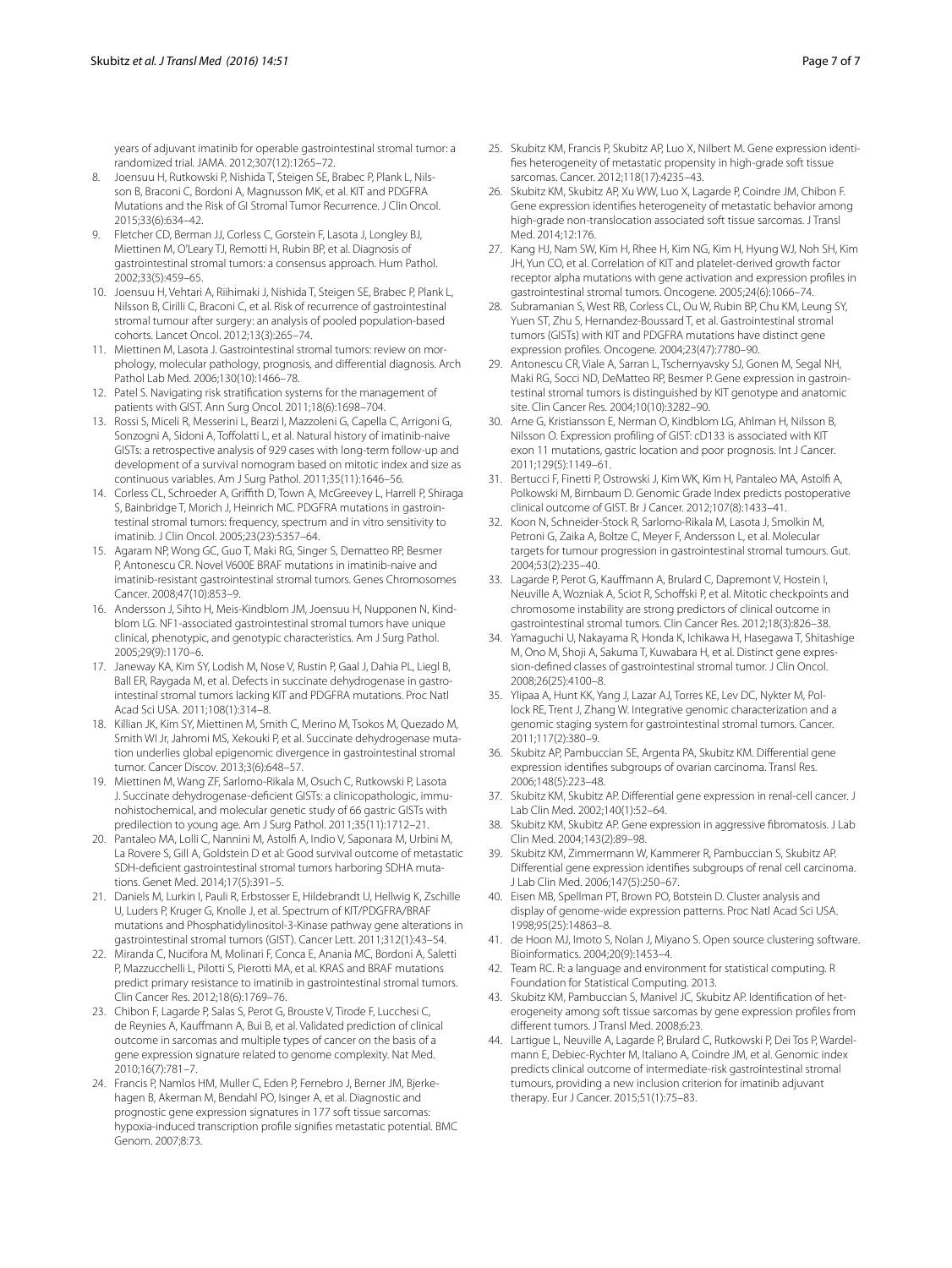years of adjuvant imatinib for operable gastrointestinal stromal tumor: a randomized trial. JAMA. 2012;307(12):1265–72.

8. Joensuu H, Rutkowski P, Nishida T, Steigen SE, Brabec P, Plank L, Nilsson B, Braconi C, Bordoni A, Magnusson MK, et al. KIT and PDGFRA Mutations and the Risk of GI Stromal Tumor Recurrence. J Clin Oncol. 2015;33(6):634–42.
9. Fletcher CD, Berman JJ, Corless C, Gorstein F, Lasota J, Longley BJ, Miettinen M, O'Leary TJ, Remotti H, Rubin BP, et al. Diagnosis of gastrointestinal stromal tumors: a consensus approach. Hum Pathol. 2002;33(5):459–65.
10. Joensuu H, Vehtari A, Riihimaki J, Nishida T, Steigen SE, Brabec P, Plank L, Nilsson B, Cirilli C, Braconi C, et al. Risk of recurrence of gastrointestinal stromal tumour after surgery: an analysis of pooled population-based cohorts. Lancet Oncol. 2012;13(3):265–74.
11. Miettinen M, Lasota J. Gastrointestinal stromal tumors: review on morphology, molecular pathology, prognosis, and differential diagnosis. Arch Pathol Lab Med. 2006;130(10):1466–78.
12. Patel S. Navigating risk stratification systems for the management of patients with GIST. Ann Surg Oncol. 2011;18(6):1698–704.
13. Rossi S, Miceli R, Messerini L, Bearzi I, Mazzoleni G, Capella C, Arrigoni G, Sonzogni A, Sidoni A, Toffolatti L, et al. Natural history of imatinib-naive GISTs: a retrospective analysis of 929 cases with long-term follow-up and development of a survival nomogram based on mitotic index and size as continuous variables. Am J Surg Pathol. 2011;35(11):1646–56.
14. Corless CL, Schroeder A, Griffith D, Town A, McGreevey L, Harrell P, Shiraga S, Bainbridge T, Morich J, Heinrich MC. PDGFRA mutations in gastrointestinal stromal tumors: frequency, spectrum and in vitro sensitivity to imatinib. J Clin Oncol. 2005;23(23):5357–64.
15. Agaram NP, Wong GC, Guo T, Maki RG, Singer S, Dematteo RP, Besmer P, Antonescu CR. Novel V600E BRAF mutations in imatinib-naive and imatinib-resistant gastrointestinal stromal tumors. Genes Chromosomes Cancer. 2008;47(10):853–9.
16. Andersson J, Sihto H, Meis-Kindblom JM, Joensuu H, Nupponen N, Kindblom LG. NF1-associated gastrointestinal stromal tumors have unique clinical, phenotypic, and genotypic characteristics. Am J Surg Pathol. 2005;29(9):1170–6.
17. Janeway KA, Kim SY, Lodish M, Nose V, Rustin P, Gaal J, Dahia PL, Liegl B, Ball ER, Raygada M, et al. Defects in succinate dehydrogenase in gastrointestinal stromal tumors lacking KIT and PDGFRA mutations. Proc Natl Acad Sci USA. 2011;108(1):314–8.
18. Killian JK, Kim SY, Miettinen M, Smith C, Merino M, Tsokos M, Quezado M, Smith WI Jr, Jahromi MS, Xekouki P, et al. Succinate dehydrogenase mutation underlies global epigenomic divergence in gastrointestinal stromal tumor. Cancer Discov. 2013;3(6):648–57.
19. Miettinen M, Wang ZF, Sarlomo-Rikala M, Osuch C, Rutkowski P, Lasota J. Succinate dehydrogenase-deficient GISTs: a clinicopathologic, immunohistochemical, and molecular genetic study of 66 gastric GISTs with predilection to young age. Am J Surg Pathol. 2011;35(11):1712–21.
20. Pantaleo MA, Lolli C, Nannini M, Astolfi A, Indio V, Saponara M, Urbini M, La Rovere S, Gill A, Goldstein D et al: Good survival outcome of metastatic SDH-deficient gastrointestinal stromal tumors harboring SDHA mutations. Genet Med. 2014;17(5):391–5.
21. Daniels M, Lurkin I, Pauli R, Erbstosser E, Hildebrandt U, Hellwig K, Zschille U, Luders P, Kruger G, Knolle J, et al. Spectrum of KIT/PDGFRA/BRAF mutations and Phosphatidylinositol-3-Kinase pathway gene alterations in gastrointestinal stromal tumors (GIST). Cancer Lett. 2011;312(1):43–54.
22. Miranda C, Nucifora M, Molinari F, Conca E, Anania MC, Bordoni A, Saletti P, Mazzucchelli L, Pilotti S, Pierotti MA, et al. KRAS and BRAF mutations predict primary resistance to imatinib in gastrointestinal stromal tumors. Clin Cancer Res. 2012;18(6):1769–76.
23. Chibon F, Lagarde P, Salas S, Perot G, Brouste V, Tirode F, Lucchesi C, de Reynies A, Kauffmann A, Bui B, et al. Validated prediction of clinical outcome in sarcomas and multiple types of cancer on the basis of a gene expression signature related to genome complexity. Nat Med. 2010;16(7):781–7.
24. Francis P, Namlos HM, Muller C, Eden P, Fernebro J, Berner JM, Bjerkehagen B, Akerman M, Bendahl PO, Isinger A, et al. Diagnostic and prognostic gene expression signatures in 177 soft tissue sarcomas: hypoxia-induced transcription profile signifies metastatic potential. BMC Genom. 2007;8:73.
25. Skubitz KM, Francis P, Skubitz AP, Luo X, Nilbert M. Gene expression identifies heterogeneity of metastatic propensity in high-grade soft tissue sarcomas. Cancer. 2012;118(17):4235–43.
26. Skubitz KM, Skubitz AP, Xu WW, Luo X, Lagarde P, Coindre JM, Chibon F. Gene expression identifies heterogeneity of metastatic behavior among high-grade non-translocation associated soft tissue sarcomas. J Transl Med. 2014;12:176.
27. Kang HJ, Nam SW, Kim H, Rhee H, Kim NG, Kim H, Hyung WJ, Noh SH, Kim JH, Yun CO, et al. Correlation of KIT and platelet-derived growth factor receptor alpha mutations with gene activation and expression profiles in gastrointestinal stromal tumors. Oncogene. 2005;24(6):1066–74.
28. Subramanian S, West RB, Corless CL, Ou W, Rubin BP, Chu KM, Leung SY, Yuen ST, Zhu S, Hernandez-Boussard T, et al. Gastrointestinal stromal tumors (GISTs) with KIT and PDGFRA mutations have distinct gene expression profiles. Oncogene. 2004;23(47):7780–90.
29. Antonescu CR, Viale A, Sarran L, Tschernyavsky SJ, Gonen M, Segal NH, Maki RG, Socci ND, DeMatteo RP, Besmer P. Gene expression in gastrointestinal stromal tumors is distinguished by KIT genotype and anatomic site. Clin Cancer Res. 2004;10(10):3282–90.
30. Arne G, Kristiansson E, Nerman O, Kindblom LG, Ahlman H, Nilsson B, Nilsson O. Expression profiling of GIST: cD133 is associated with KIT exon 11 mutations, gastric location and poor prognosis. Int J Cancer. 2011;129(5):1149–61.
31. Bertucci F, Finetti P, Ostrowski J, Kim WK, Kim H, Pantaleo MA, Astolfi A, Polkowski M, Birnbaum D. Genomic Grade Index predicts postoperative clinical outcome of GIST. Br J Cancer. 2012;107(8):1433–41.
32. Koon N, Schneider-Stock R, Sarlomo-Rikala M, Lasota J, Smolkin M, Petroni G, Zaika A, Boltze C, Meyer F, Andersson L, et al. Molecular targets for tumour progression in gastrointestinal stromal tumours. Gut. 2004;53(2):235–40.
33. Lagarde P, Perot G, Kauffmann A, Brulard C, Dapremont V, Hostein I, Neuville A, Wozniak A, Sciot R, Schoffski P, et al. Mitotic checkpoints and chromosome instability are strong predictors of clinical outcome in gastrointestinal stromal tumors. Clin Cancer Res. 2012;18(3):826–38.
34. Yamaguchi U, Nakayama R, Honda K, Ichikawa H, Hasegawa T, Shitashige M, Ono M, Shoji A, Sakuma T, Kuwabara H, et al. Distinct gene expression-defined classes of gastrointestinal stromal tumor. J Clin Oncol. 2008;26(25):4100–8.
35. Ylipaa A, Hunt KK, Yang J, Lazar AJ, Torres KE, Lev DC, Nykter M, Pollock RE, Trent J, Zhang W. Integrative genomic characterization and a genomic staging system for gastrointestinal stromal tumors. Cancer. 2011;117(2):380–9.
36. Skubitz AP, Pambuccian SE, Argenta PA, Skubitz KM. Differential gene expression identifies subgroups of ovarian carcinoma. Transl Res. 2006;148(5):223–48.
37. Skubitz KM, Skubitz AP. Differential gene expression in renal-cell cancer. J Lab Clin Med. 2002;140(1):52–64.
38. Skubitz KM, Skubitz AP. Gene expression in aggressive fibromatosis. J Lab Clin Med. 2004;143(2):89–98.
39. Skubitz KM, Zimmermann W, Kammerer R, Pambuccian S, Skubitz AP. Differential gene expression identifies subgroups of renal cell carcinoma. J Lab Clin Med. 2006;147(5):250–67.
40. Eisen MB, Spellman PT, Brown PO, Botstein D. Cluster analysis and display of genome-wide expression patterns. Proc Natl Acad Sci USA. 1998;95(25):14863–8.
41. de Hoon MJ, Imoto S, Nolan J, Miyano S. Open source clustering software. Bioinformatics. 2004;20(9):1453–4.
42. Team RC. R: a language and environment for statistical computing. R Foundation for Statistical Computing. 2013.
43. Skubitz KM, Pambuccian S, Manivel JC, Skubitz AP. Identification of heterogeneity among soft tissue sarcomas by gene expression profiles from different tumors. J Transl Med. 2008;6:23.
44. Lartigue L, Neuville A, Lagarde P, Brulard C, Rutkowski P, Dei Tos P, Wardelmann E, Debiec-Rychter M, Italiano A, Coindre JM, et al. Genomic index predicts clinical outcome of intermediate-risk gastrointestinal stromal tumours, providing a new inclusion criterion for imatinib adjuvant therapy. Eur J Cancer. 2015;51(1):75–83.